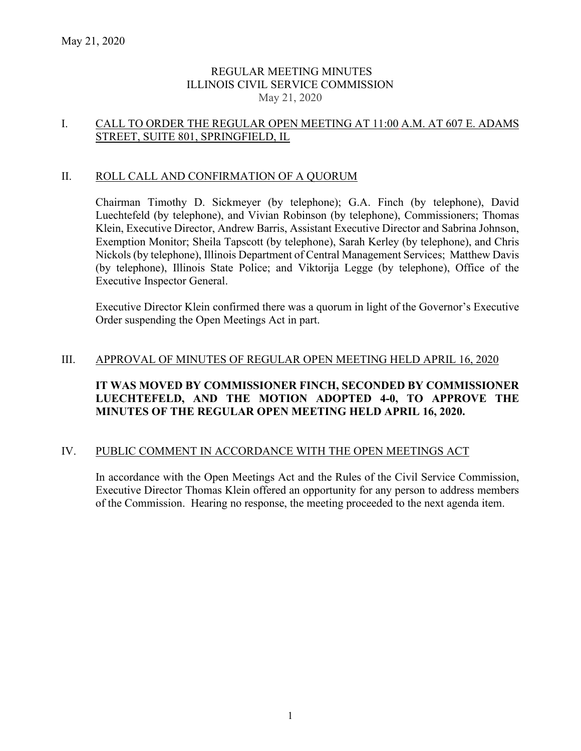May 21, 2020

# REGULAR MEETING MINUTES
# ILLINOIS CIVIL SERVICE COMMISSION
May 21, 2020

## I. CALL TO ORDER THE REGULAR OPEN MEETING AT 11:00 A.M. AT 607 E. ADAMS STREET, SUITE 801, SPRINGFIELD, IL

## II. ROLL CALL AND CONFIRMATION OF A QUORUM

Chairman Timothy D. Sickmeyer (by telephone); G.A. Finch (by telephone), David Luechtefeld (by telephone), and Vivian Robinson (by telephone), Commissioners; Thomas Klein, Executive Director, Andrew Barris, Assistant Executive Director and Sabrina Johnson, Exemption Monitor; Sheila Tapscott (by telephone), Sarah Kerley (by telephone), and Chris Nickols (by telephone), Illinois Department of Central Management Services; Matthew Davis (by telephone), Illinois State Police; and Viktorija Legge (by telephone), Office of the Executive Inspector General.

Executive Director Klein confirmed there was a quorum in light of the Governor's Executive Order suspending the Open Meetings Act in part.

## III. APPROVAL OF MINUTES OF REGULAR OPEN MEETING HELD APRIL 16, 2020

**IT WAS MOVED BY COMMISSIONER FINCH, SECONDED BY COMMISSIONER LUECHTEFELD, AND THE MOTION ADOPTED 4-0, TO APPROVE THE MINUTES OF THE REGULAR OPEN MEETING HELD APRIL 16, 2020.**

## IV. PUBLIC COMMENT IN ACCORDANCE WITH THE OPEN MEETINGS ACT

In accordance with the Open Meetings Act and the Rules of the Civil Service Commission, Executive Director Thomas Klein offered an opportunity for any person to address members of the Commission. Hearing no response, the meeting proceeded to the next agenda item.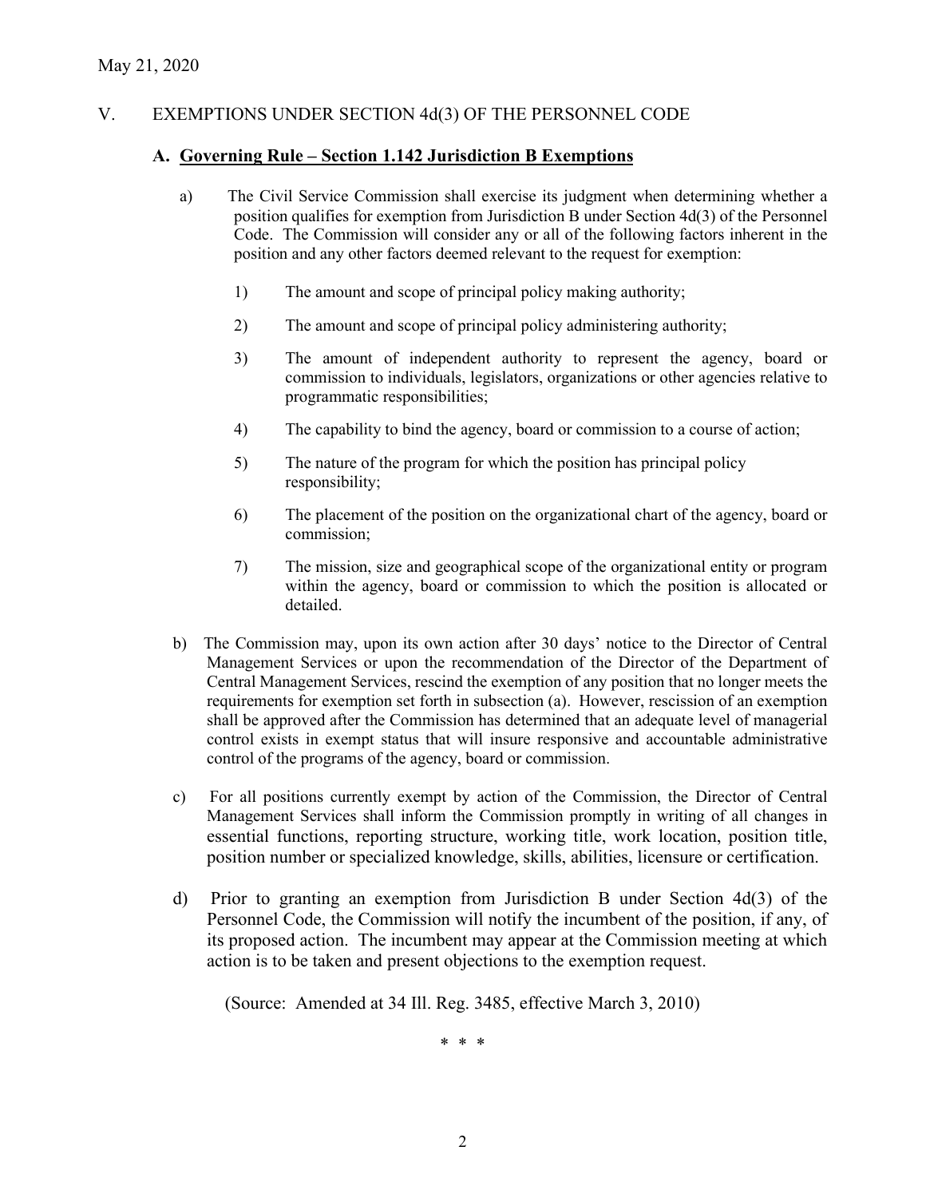May 21, 2020

## V. EXEMPTIONS UNDER SECTION 4d(3) OF THE PERSONNEL CODE

### A. Governing Rule – Section 1.142 Jurisdiction B Exemptions

a) The Civil Service Commission shall exercise its judgment when determining whether a position qualifies for exemption from Jurisdiction B under Section 4d(3) of the Personnel Code. The Commission will consider any or all of the following factors inherent in the position and any other factors deemed relevant to the request for exemption:

1) The amount and scope of principal policy making authority;

2) The amount and scope of principal policy administering authority;

3) The amount of independent authority to represent the agency, board or commission to individuals, legislators, organizations or other agencies relative to programmatic responsibilities;

4) The capability to bind the agency, board or commission to a course of action;

5) The nature of the program for which the position has principal policy responsibility;

6) The placement of the position on the organizational chart of the agency, board or commission;

7) The mission, size and geographical scope of the organizational entity or program within the agency, board or commission to which the position is allocated or detailed.

b) The Commission may, upon its own action after 30 days' notice to the Director of Central Management Services or upon the recommendation of the Director of the Department of Central Management Services, rescind the exemption of any position that no longer meets the requirements for exemption set forth in subsection (a). However, rescission of an exemption shall be approved after the Commission has determined that an adequate level of managerial control exists in exempt status that will insure responsive and accountable administrative control of the programs of the agency, board or commission.

c) For all positions currently exempt by action of the Commission, the Director of Central Management Services shall inform the Commission promptly in writing of all changes in essential functions, reporting structure, working title, work location, position title, position number or specialized knowledge, skills, abilities, licensure or certification.

d) Prior to granting an exemption from Jurisdiction B under Section 4d(3) of the Personnel Code, the Commission will notify the incumbent of the position, if any, of its proposed action. The incumbent may appear at the Commission meeting at which action is to be taken and present objections to the exemption request.

(Source: Amended at 34 Ill. Reg. 3485, effective March 3, 2010)

\* \* \*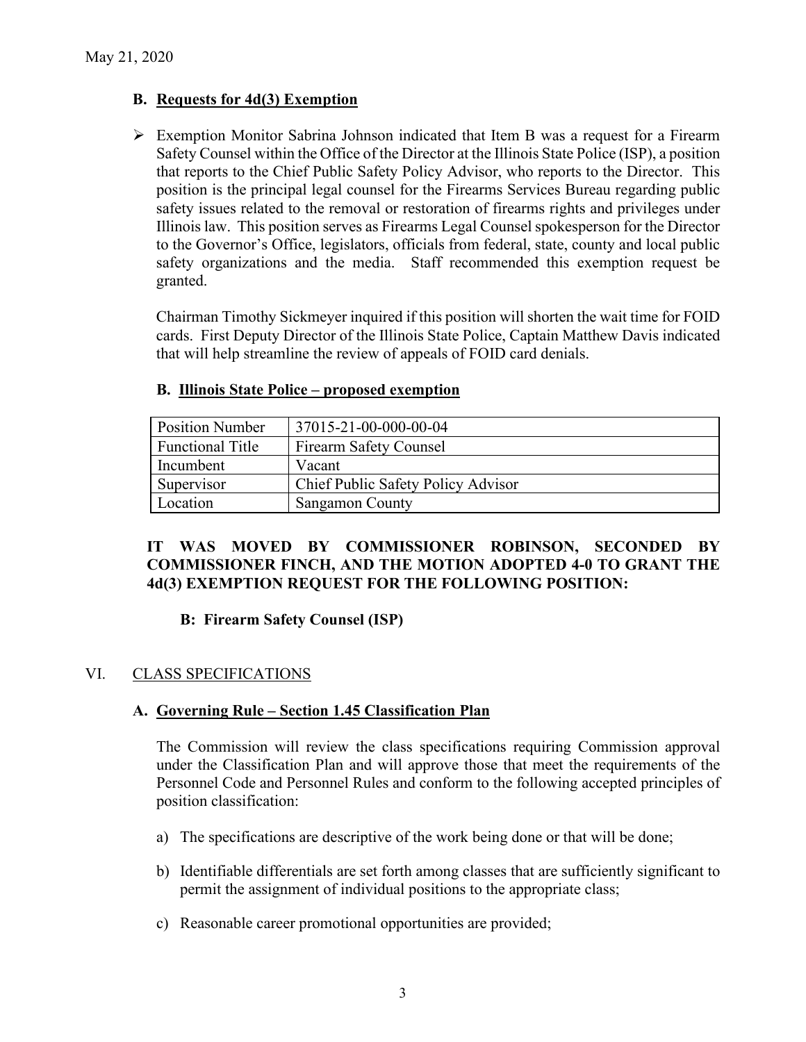May 21, 2020

### B. Requests for 4d(3) Exemption

- Exemption Monitor Sabrina Johnson indicated that Item B was a request for a Firearm Safety Counsel within the Office of the Director at the Illinois State Police (ISP), a position that reports to the Chief Public Safety Policy Advisor, who reports to the Director. This position is the principal legal counsel for the Firearms Services Bureau regarding public safety issues related to the removal or restoration of firearms rights and privileges under Illinois law. This position serves as Firearms Legal Counsel spokesperson for the Director to the Governor's Office, legislators, officials from federal, state, county and local public safety organizations and the media. Staff recommended this exemption request be granted.

  Chairman Timothy Sickmeyer inquired if this position will shorten the wait time for FOID cards. First Deputy Director of the Illinois State Police, Captain Matthew Davis indicated that will help streamline the review of appeals of FOID card denials.

#### B. Illinois State Police – proposed exemption

| Position Number | 37015-21-00-000-00-04 |
|---|---|
| Functional Title | Firearm Safety Counsel |
| Incumbent | Vacant |
| Supervisor | Chief Public Safety Policy Advisor |
| Location | Sangamon County |

**IT WAS MOVED BY COMMISSIONER ROBINSON, SECONDED BY COMMISSIONER FINCH, AND THE MOTION ADOPTED 4-0 TO GRANT THE 4d(3) EXEMPTION REQUEST FOR THE FOLLOWING POSITION:**

**B: Firearm Safety Counsel (ISP)**

## VI. CLASS SPECIFICATIONS

### A. Governing Rule – Section 1.45 Classification Plan

The Commission will review the class specifications requiring Commission approval under the Classification Plan and will approve those that meet the requirements of the Personnel Code and Personnel Rules and conform to the following accepted principles of position classification:

a) The specifications are descriptive of the work being done or that will be done;

b) Identifiable differentials are set forth among classes that are sufficiently significant to permit the assignment of individual positions to the appropriate class;

c) Reasonable career promotional opportunities are provided;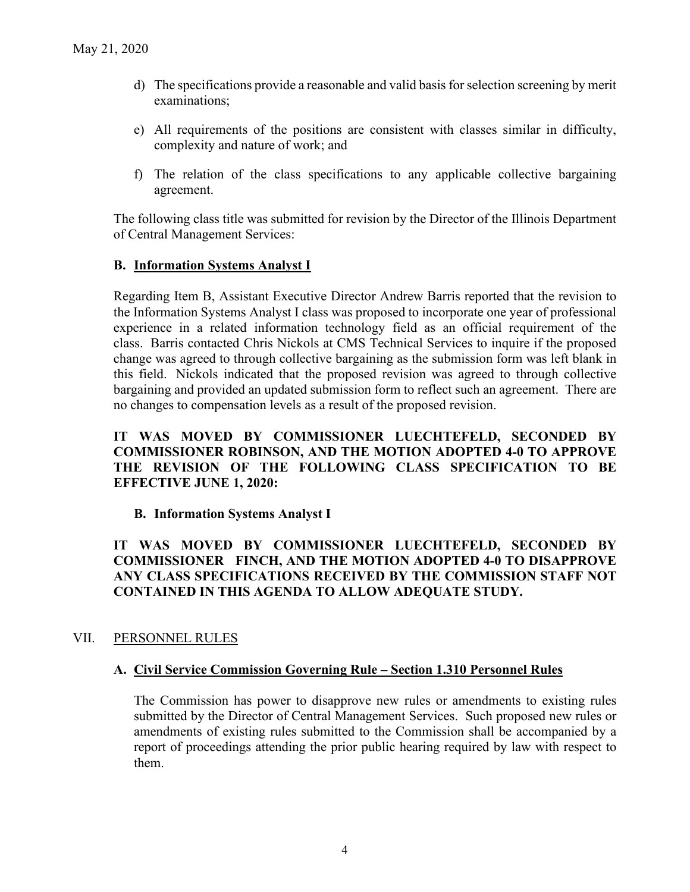May 21, 2020

d) The specifications provide a reasonable and valid basis for selection screening by merit examinations;

e) All requirements of the positions are consistent with classes similar in difficulty, complexity and nature of work; and

f) The relation of the class specifications to any applicable collective bargaining agreement.

The following class title was submitted for revision by the Director of the Illinois Department of Central Management Services:

**B. Information Systems Analyst I**

Regarding Item B, Assistant Executive Director Andrew Barris reported that the revision to the Information Systems Analyst I class was proposed to incorporate one year of professional experience in a related information technology field as an official requirement of the class. Barris contacted Chris Nickols at CMS Technical Services to inquire if the proposed change was agreed to through collective bargaining as the submission form was left blank in this field. Nickols indicated that the proposed revision was agreed to through collective bargaining and provided an updated submission form to reflect such an agreement. There are no changes to compensation levels as a result of the proposed revision.

**IT WAS MOVED BY COMMISSIONER LUECHTEFELD, SECONDED BY COMMISSIONER ROBINSON, AND THE MOTION ADOPTED 4-0 TO APPROVE THE REVISION OF THE FOLLOWING CLASS SPECIFICATION TO BE EFFECTIVE JUNE 1, 2020:**

**B. Information Systems Analyst I**

**IT WAS MOVED BY COMMISSIONER LUECHTEFELD, SECONDED BY COMMISSIONER FINCH, AND THE MOTION ADOPTED 4-0 TO DISAPPROVE ANY CLASS SPECIFICATIONS RECEIVED BY THE COMMISSION STAFF NOT CONTAINED IN THIS AGENDA TO ALLOW ADEQUATE STUDY.**

## VII. PERSONNEL RULES

### A. Civil Service Commission Governing Rule – Section 1.310 Personnel Rules

The Commission has power to disapprove new rules or amendments to existing rules submitted by the Director of Central Management Services. Such proposed new rules or amendments of existing rules submitted to the Commission shall be accompanied by a report of proceedings attending the prior public hearing required by law with respect to them.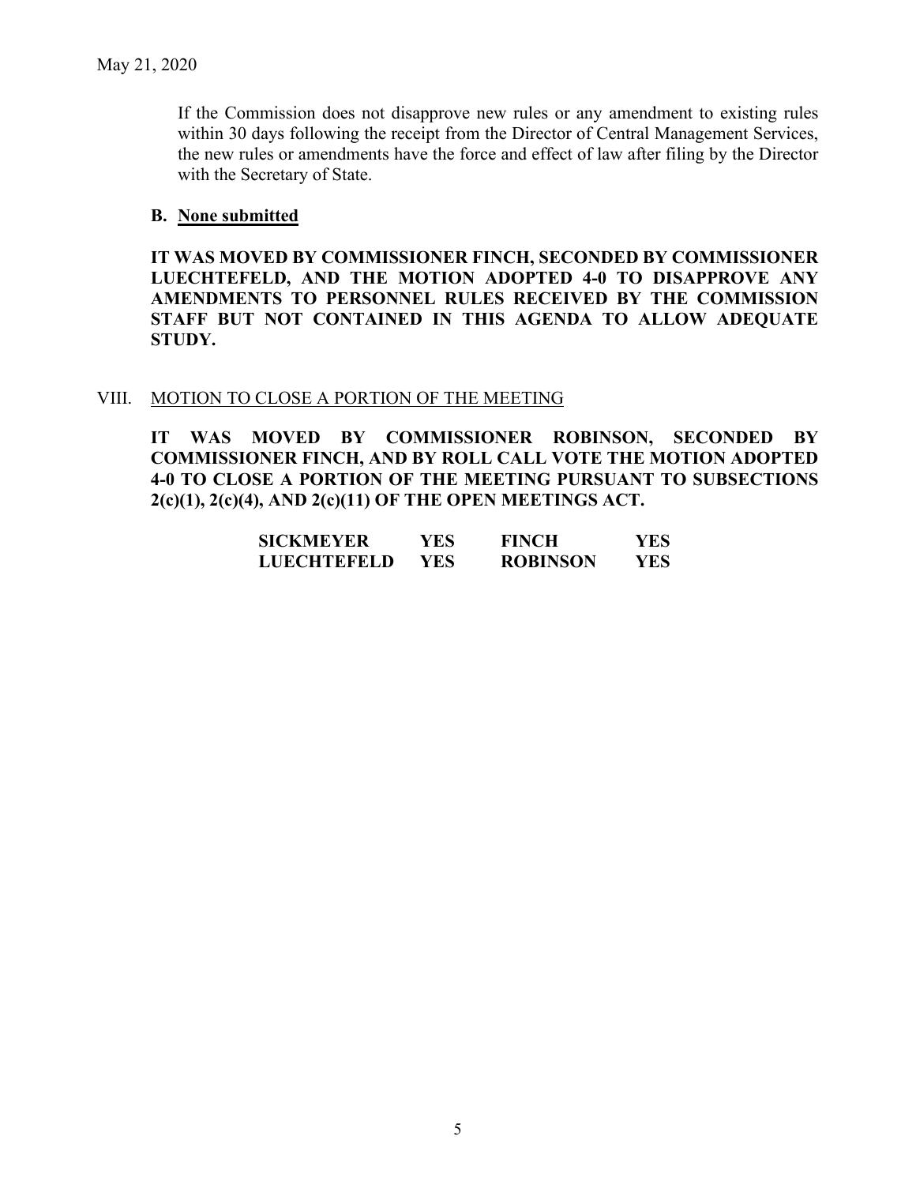If the Commission does not disapprove new rules or any amendment to existing rules within 30 days following the receipt from the Director of Central Management Services, the new rules or amendments have the force and effect of law after filing by the Director with the Secretary of State.

**B. None submitted**

**IT WAS MOVED BY COMMISSIONER FINCH, SECONDED BY COMMISSIONER LUECHTEFELD, AND THE MOTION ADOPTED 4-0 TO DISAPPROVE ANY AMENDMENTS TO PERSONNEL RULES RECEIVED BY THE COMMISSION STAFF BUT NOT CONTAINED IN THIS AGENDA TO ALLOW ADEQUATE STUDY.**

## VIII. MOTION TO CLOSE A PORTION OF THE MEETING

**IT WAS MOVED BY COMMISSIONER ROBINSON, SECONDED BY COMMISSIONER FINCH, AND BY ROLL CALL VOTE THE MOTION ADOPTED 4-0 TO CLOSE A PORTION OF THE MEETING PURSUANT TO SUBSECTIONS 2(c)(1), 2(c)(4), AND 2(c)(11) OF THE OPEN MEETINGS ACT.**

| | | | |
|---|---|---|---|
| **SICKMEYER** | **YES** | **FINCH** | **YES** |
| **LUECHTEFELD** | **YES** | **ROBINSON** | **YES** |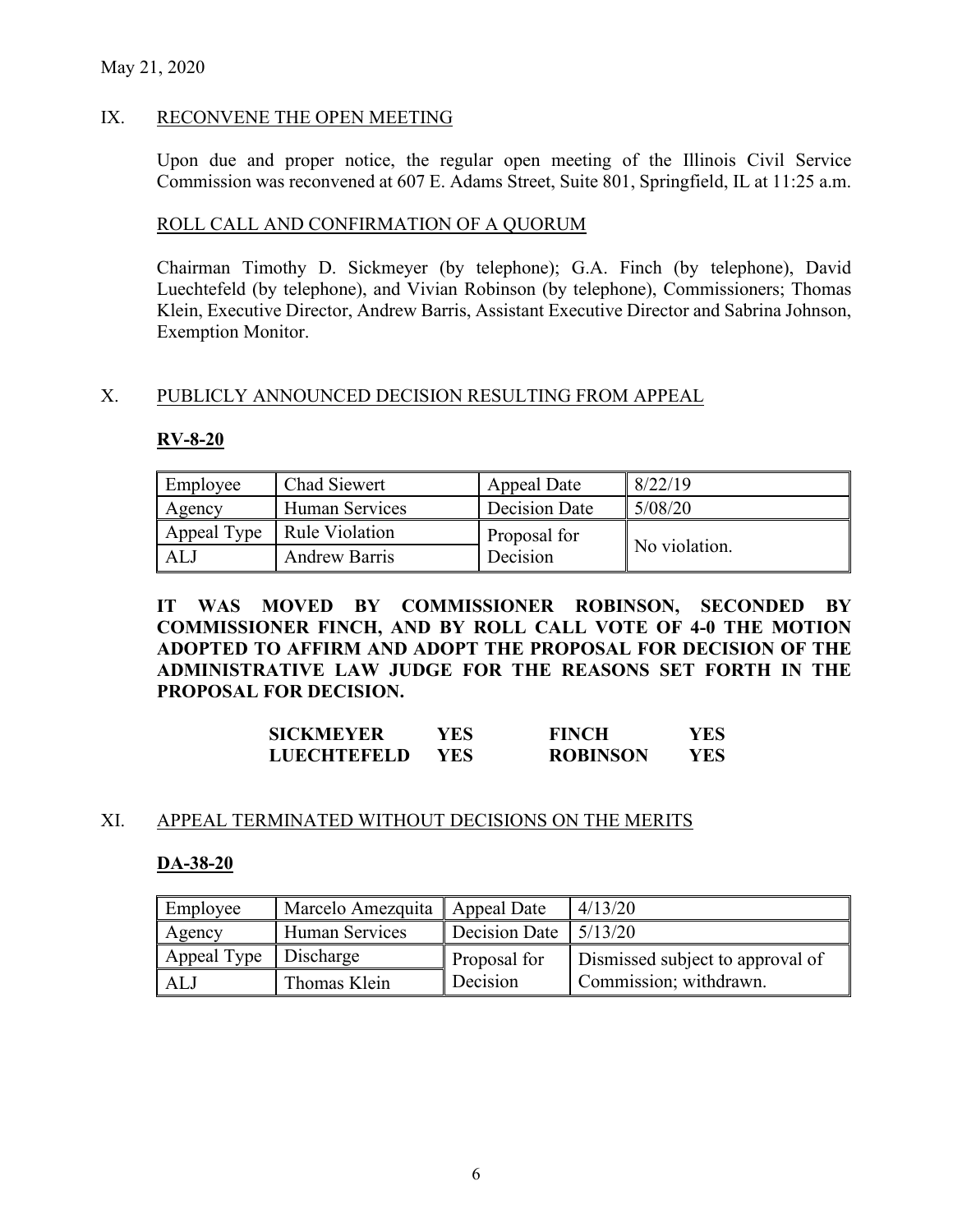May 21, 2020

## IX. RECONVENE THE OPEN MEETING

Upon due and proper notice, the regular open meeting of the Illinois Civil Service Commission was reconvened at 607 E. Adams Street, Suite 801, Springfield, IL at 11:25 a.m.

### ROLL CALL AND CONFIRMATION OF A QUORUM

Chairman Timothy D. Sickmeyer (by telephone); G.A. Finch (by telephone), David Luechtefeld (by telephone), and Vivian Robinson (by telephone), Commissioners; Thomas Klein, Executive Director, Andrew Barris, Assistant Executive Director and Sabrina Johnson, Exemption Monitor.

## X. PUBLICLY ANNOUNCED DECISION RESULTING FROM APPEAL

**RV-8-20**

| Employee | Chad Siewert | Appeal Date | 8/22/19 |
|---|---|---|---|
| Agency | Human Services | Decision Date | 5/08/20 |
| Appeal Type | Rule Violation | Proposal for Decision | No violation. |
| ALJ | Andrew Barris | | |

**IT WAS MOVED BY COMMISSIONER ROBINSON, SECONDED BY COMMISSIONER FINCH, AND BY ROLL CALL VOTE OF 4-0 THE MOTION ADOPTED TO AFFIRM AND ADOPT THE PROPOSAL FOR DECISION OF THE ADMINISTRATIVE LAW JUDGE FOR THE REASONS SET FORTH IN THE PROPOSAL FOR DECISION.**

| | | | |
|---|---|---|---|
| **SICKMEYER** | **YES** | **FINCH** | **YES** |
| **LUECHTEFELD** | **YES** | **ROBINSON** | **YES** |

## XI. APPEAL TERMINATED WITHOUT DECISIONS ON THE MERITS

**DA-38-20**

| Employee | Marcelo Amezquita | Appeal Date | 4/13/20 |
|---|---|---|---|
| Agency | Human Services | Decision Date | 5/13/20 |
| Appeal Type | Discharge | Proposal for Decision | Dismissed subject to approval of Commission; withdrawn. |
| ALJ | Thomas Klein | | |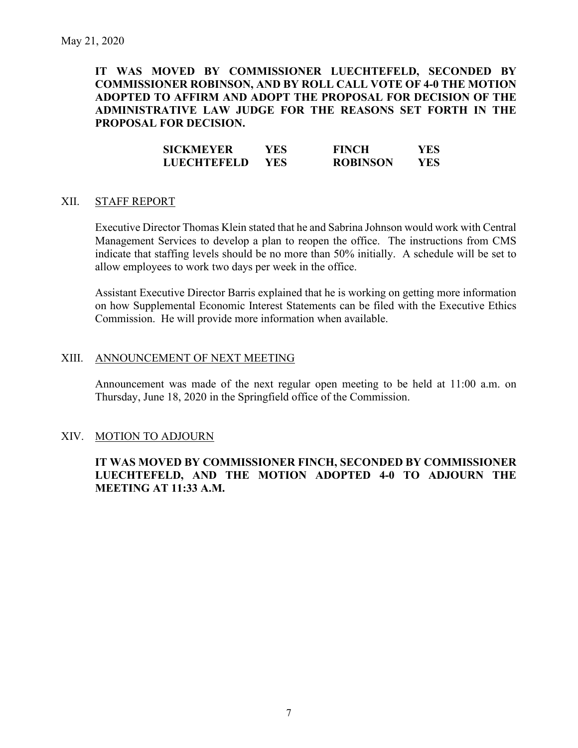May 21, 2020

**IT WAS MOVED BY COMMISSIONER LUECHTEFELD, SECONDED BY COMMISSIONER ROBINSON, AND BY ROLL CALL VOTE OF 4-0 THE MOTION ADOPTED TO AFFIRM AND ADOPT THE PROPOSAL FOR DECISION OF THE ADMINISTRATIVE LAW JUDGE FOR THE REASONS SET FORTH IN THE PROPOSAL FOR DECISION.**

| | | | |
|---|---|---|---|
| **SICKMEYER** | **YES** | **FINCH** | **YES** |
| **LUECHTEFELD** | **YES** | **ROBINSON** | **YES** |

## XII. STAFF REPORT

Executive Director Thomas Klein stated that he and Sabrina Johnson would work with Central Management Services to develop a plan to reopen the office. The instructions from CMS indicate that staffing levels should be no more than 50% initially. A schedule will be set to allow employees to work two days per week in the office.

Assistant Executive Director Barris explained that he is working on getting more information on how Supplemental Economic Interest Statements can be filed with the Executive Ethics Commission. He will provide more information when available.

## XIII. ANNOUNCEMENT OF NEXT MEETING

Announcement was made of the next regular open meeting to be held at 11:00 a.m. on Thursday, June 18, 2020 in the Springfield office of the Commission.

## XIV. MOTION TO ADJOURN

**IT WAS MOVED BY COMMISSIONER FINCH, SECONDED BY COMMISSIONER LUECHTEFELD, AND THE MOTION ADOPTED 4-0 TO ADJOURN THE MEETING AT 11:33 A.M.**